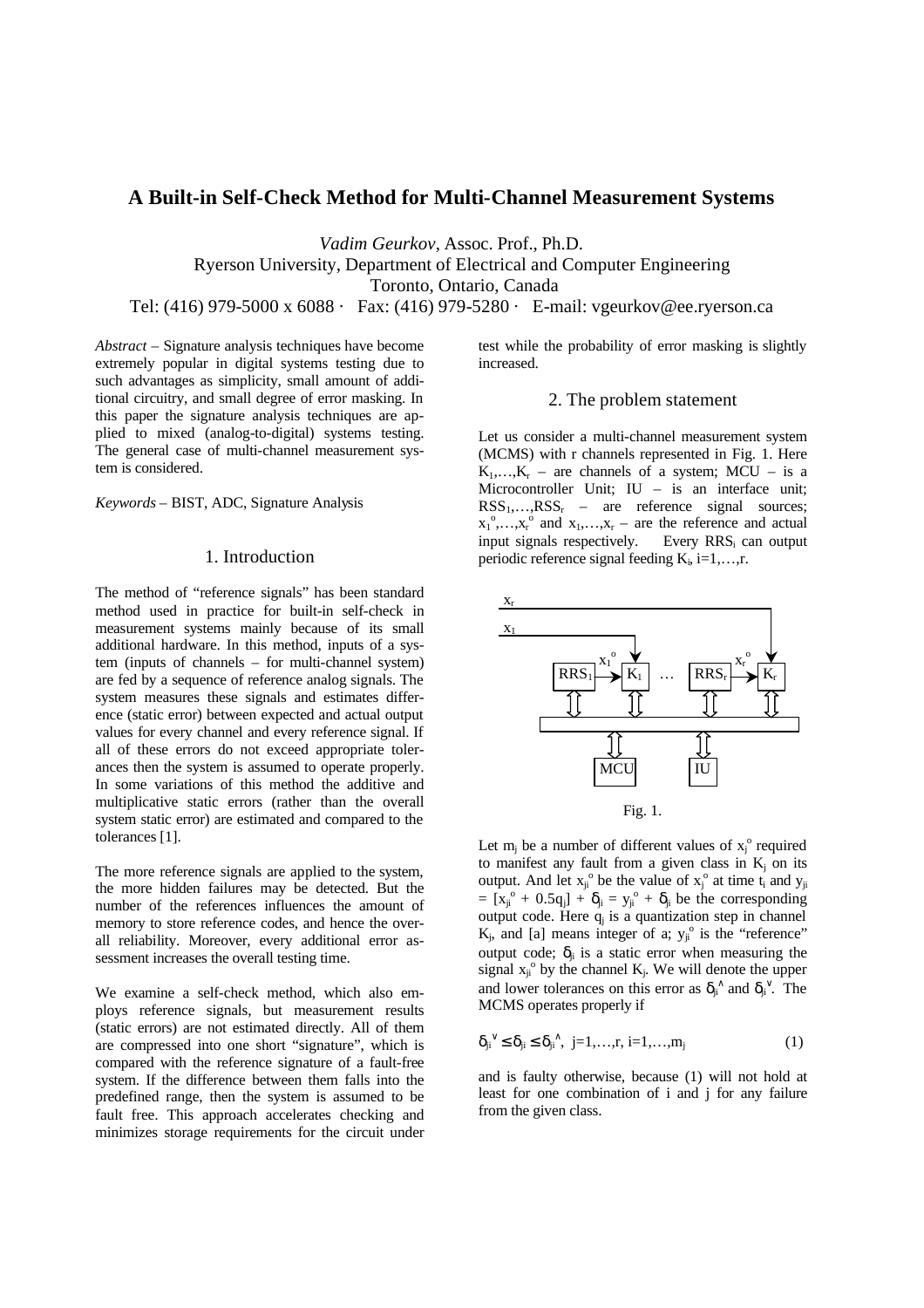# A Built-in Self-Check Method for Multi-Channel Measurement Systems

*Vadim Geurkov*, Assoc. Prof., Ph.D.
Ryerson University, Department of Electrical and Computer Engineering
Toronto, Ontario, Canada
Tel: (416) 979-5000 x 6088 · Fax: (416) 979-5280 · E-mail: vgeurkov@ee.ryerson.ca

*Abstract* – Signature analysis techniques have become extremely popular in digital systems testing due to such advantages as simplicity, small amount of additional circuitry, and small degree of error masking. In this paper the signature analysis techniques are applied to mixed (analog-to-digital) systems testing. The general case of multi-channel measurement system is considered.

*Keywords* – BIST, ADC, Signature Analysis

## 1. Introduction

The method of "reference signals" has been standard method used in practice for built-in self-check in measurement systems mainly because of its small additional hardware. In this method, inputs of a system (inputs of channels – for multi-channel system) are fed by a sequence of reference analog signals. The system measures these signals and estimates difference (static error) between expected and actual output values for every channel and every reference signal. If all of these errors do not exceed appropriate tolerances then the system is assumed to operate properly. In some variations of this method the additive and multiplicative static errors (rather than the overall system static error) are estimated and compared to the tolerances [1].

The more reference signals are applied to the system, the more hidden failures may be detected. But the number of the references influences the amount of memory to store reference codes, and hence the overall reliability. Moreover, every additional error assessment increases the overall testing time.

We examine a self-check method, which also employs reference signals, but measurement results (static errors) are not estimated directly. All of them are compressed into one short "signature", which is compared with the reference signature of a fault-free system. If the difference between them falls into the predefined range, then the system is assumed to be fault free. This approach accelerates checking and minimizes storage requirements for the circuit under test while the probability of error masking is slightly increased.

## 2. The problem statement

Let us consider a multi-channel measurement system (MCMS) with r channels represented in Fig. 1. Here $K_1,\ldots,K_r$ – are channels of a system; MCU – is a Microcontroller Unit; IU – is an interface unit; $RSS_1,\ldots,RSS_r$ – are reference signal sources; $x_1^o,\ldots,x_r^o$ and $x_1,\ldots,x_r$ – are the reference and actual input signals respectively. Every $RRS_i$ can output periodic reference signal feeding $K_i$, i=1,…,r.

Fig. 1.

Let $m_j$ be a number of different values of $x_j^o$ required to manifest any fault from a given class in $K_j$ on its output. And let $x_{ji}^o$ be the value of $x_j^o$ at time $t_i$ and $y_{ji} = [x_{ji}^o + 0.5q_j] + \delta_{ji} = y_{ji}^o + \delta_{ji}$ be the corresponding output code. Here $q_j$ is a quantization step in channel $K_j$, and [a] means integer of a; $y_{ji}^o$ is the "reference" output code; $\delta_{ji}$ is a static error when measuring the signal $x_{ji}^o$ by the channel $K_j$. We will denote the upper and lower tolerances on this error as $\delta_{ji}^{\wedge}$ and $\delta_{ji}^{\vee}$. The MCMS operates properly if

$$\delta_{ji}^{\vee} \le \delta_{ji} \le \delta_{ji}^{\wedge},\ j=1,\ldots,r,\ i=1,\ldots,m_j \tag{1}$$

and is faulty otherwise, because (1) will not hold at least for one combination of i and j for any failure from the given class.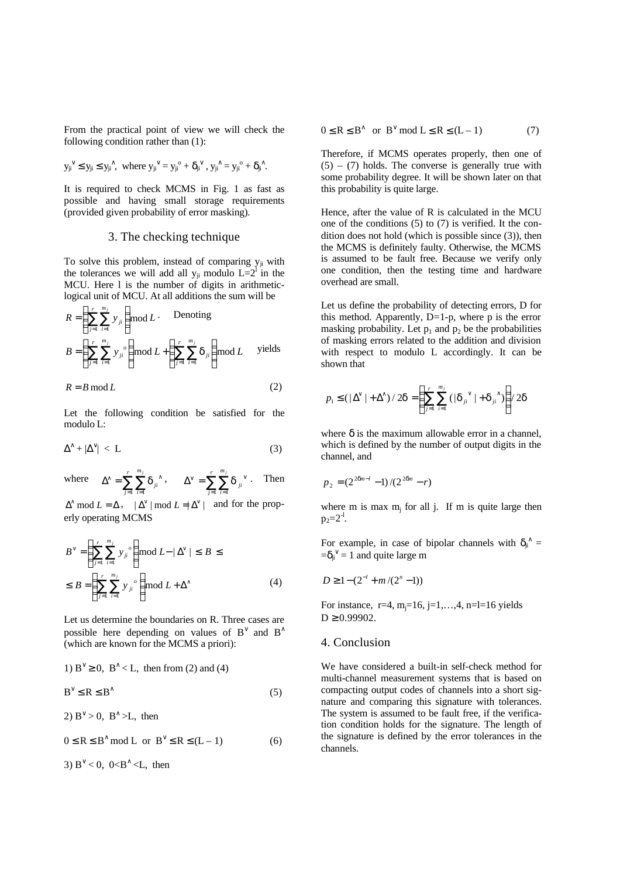From the practical point of view we will check the following condition rather than (1):

$y_{ji}^{\vee} \le y_{ji} \le y_{ji}^{\wedge}$, where $y_{ji}^{\vee} = y_{ji}^{o} + \delta_{ji}^{\vee}$, $y_{ji}^{\wedge} = y_{ji}^{o} + \delta_{ji}^{\wedge}$.

It is required to check MCMS in Fig. 1 as fast as possible and having small storage requirements (provided given probability of error masking).

## 3. The checking technique

To solve this problem, instead of comparing $y_{ji}$ with the tolerances we will add all $y_{ji}$ modulo $L=2^{l}$ in the MCU. Here l is the number of digits in arithmetic-logical unit of MCU. At all additions the sum will be

$$R = \left(\sum_{j=1}^{r} \sum_{i=1}^{m_j} y_{ji}\right) \bmod L \cdot$$

Denoting

$$B = \left(\sum_{j=1}^{r} \sum_{i=1}^{m_j} y_{ji}^{o}\right) \bmod L + \left(\sum_{j=1}^{r} \sum_{i=1}^{m_j} \delta_{ji}\right) \bmod L$$

yields

$$R = B \bmod L \tag{2}$$

Let the following condition be satisfied for the modulo L:

$$\Delta^{\wedge} + |\Delta^{\vee}| < L \tag{3}$$

where $\Delta^{\wedge} = \sum_{j=1}^{r} \sum_{i=1}^{m_j} \delta_{ji}^{\wedge}$, $\Delta^{\vee} = \sum_{j=1}^{r} \sum_{i=1}^{m_j} \delta_{ji}^{\vee}$. Then $\Delta^{\wedge} \bmod L = \Delta$, $|\Delta^{\vee}| \bmod L = |\Delta^{\vee}|$ and for the properly operating MCMS

$$B^{\vee} = \left(\sum_{j=1}^{r} \sum_{i=1}^{m_j} y_{ji}^{o}\right) \bmod L - |\Delta^{\vee}| \le B \le$$

$$\le B = \left(\sum_{j=1}^{r} \sum_{i=1}^{m_j} y_{ji}^{o}\right) \bmod L + \Delta^{\wedge} \tag{4}$$

Let us determine the boundaries on R. Three cases are possible here depending on values of $B^{\vee}$ and $B^{\wedge}$ (which are known for the MCMS a priori):

1) $B^{\vee} \ge 0$, $B^{\wedge} < L$, then from (2) and (4)

$$B^{\vee} \le R \le B^{\wedge} \tag{5}$$

2) $B^{\vee} > 0$, $B^{\wedge} > L$, then

$$0 \le R \le B^{\wedge} \bmod L \ \text{ or } \ B^{\vee} \le R \le (L-1) \tag{6}$$

3) $B^{\vee} < 0$, $0 < B^{\wedge} < L$, then

$$0 \le R \le B^{\wedge} \ \text{ or } \ B^{\vee} \bmod L \le R \le (L-1) \tag{7}$$

Therefore, if MCMS operates properly, then one of (5) – (7) holds. The converse is generally true with some probability degree. It will be shown later on that this probability is quite large.

Hence, after the value of R is calculated in the MCU one of the conditions (5) to (7) is verified. It the condition does not hold (which is possible since (3)), then the MCMS is definitely faulty. Otherwise, the MCMS is assumed to be fault free. Because we verify only one condition, then the testing time and hardware overhead are small.

Let us define the probability of detecting errors, D for this method. Apparently, D=1-p, where p is the error masking probability. Let $p_1$ and $p_2$ be the probabilities of masking errors related to the addition and division with respect to modulo L accordingly. It can be shown that

$$p_1 \le (|\Delta^{\vee}| + \Delta^{\wedge})/2\delta = \left(\sum_{j=1}^{r} \sum_{i=1}^{m_j} (|\delta_{ji}^{\vee}| + \delta_{ji}^{\wedge})\right)/2\delta$$

where $\delta$ is the maximum allowable error in a channel, which is defined by the number of output digits in the channel, and

$$p_2 = (2^{2\delta m - l} - 1)/(2^{2\delta m} - r)$$

where m is max $m_j$ for all j. If m is quite large then $p_2 = 2^{-l}$.

For example, in case of bipolar channels with $\delta_{ji}^{\wedge} = \delta_{ji}^{\vee} = 1$ and quite large m

$$D \ge 1 - (2^{-l} + m/(2^{n} - 1))$$

For instance, r=4, $m_j$=16, j=1,…,4, n=l=16 yields $D \ge 0.99902$.

## 4. Conclusion

We have considered a built-in self-check method for multi-channel measurement systems that is based on compacting output codes of channels into a short signature and comparing this signature with tolerances. The system is assumed to be fault free, if the verification condition holds for the signature. The length of the signature is defined by the error tolerances in the channels.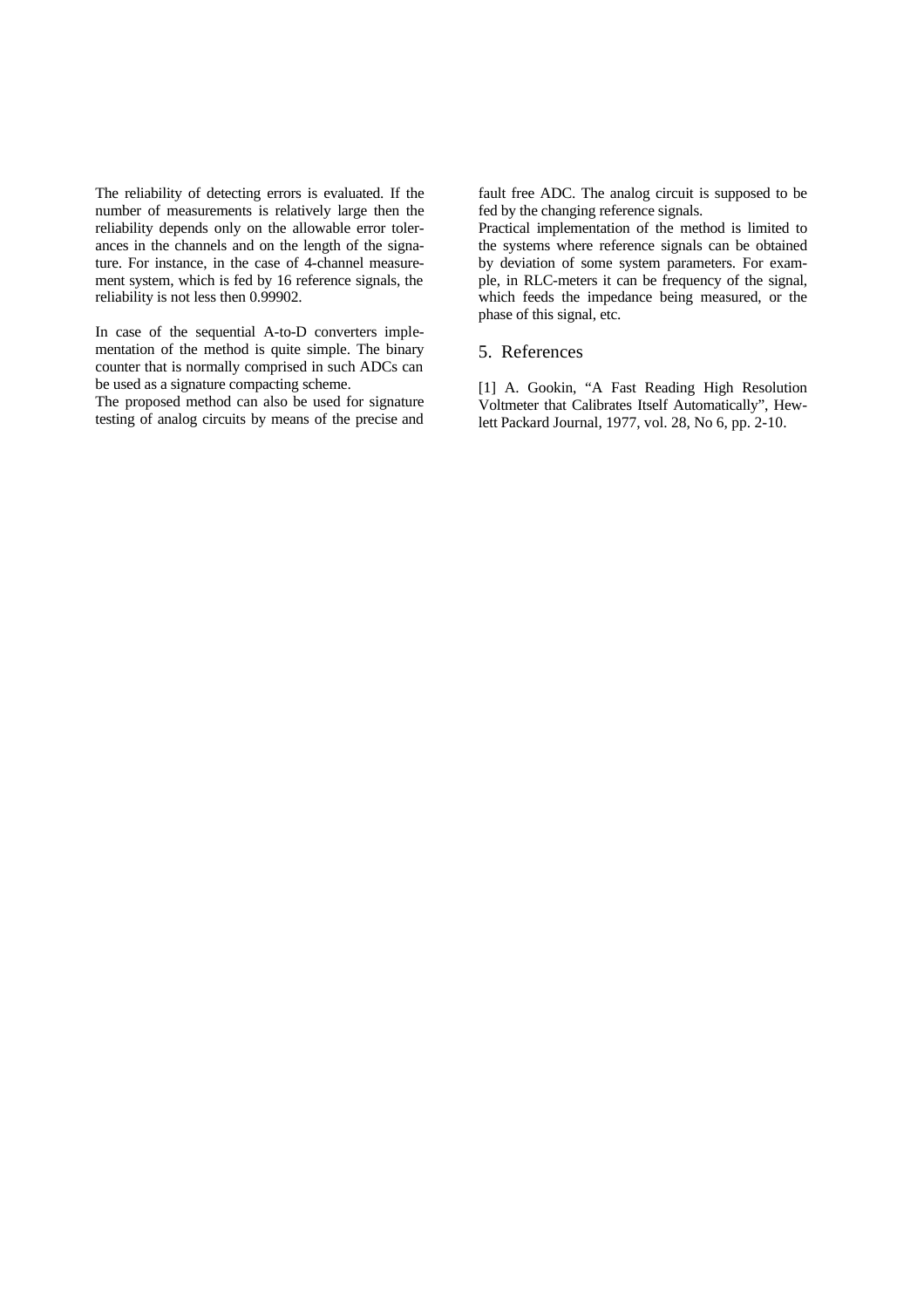The reliability of detecting errors is evaluated. If the number of measurements is relatively large then the reliability depends only on the allowable error tolerances in the channels and on the length of the signature. For instance, in the case of 4-channel measurement system, which is fed by 16 reference signals, the reliability is not less then 0.99902.

In case of the sequential A-to-D converters implementation of the method is quite simple. The binary counter that is normally comprised in such ADCs can be used as a signature compacting scheme.

The proposed method can also be used for signature testing of analog circuits by means of the precise and fault free ADC. The analog circuit is supposed to be fed by the changing reference signals.

Practical implementation of the method is limited to the systems where reference signals can be obtained by deviation of some system parameters. For example, in RLC-meters it can be frequency of the signal, which feeds the impedance being measured, or the phase of this signal, etc.

## 5. References

[1] A. Gookin, "A Fast Reading High Resolution Voltmeter that Calibrates Itself Automatically", Hewlett Packard Journal, 1977, vol. 28, No 6, pp. 2-10.